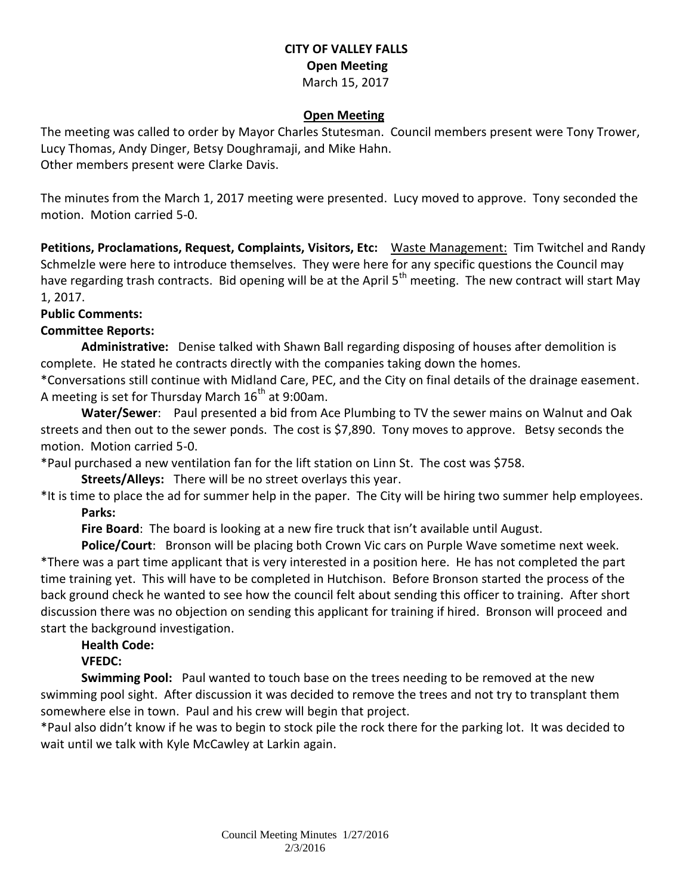# CITY OF VALLEY FALLS

**Open Meeting**

March 15, 2017

## Open Meeting

The meeting was called to order by Mayor Charles Stutesman. Council members present were Tony Trower, Lucy Thomas, Andy Dinger, Betsy Doughramaji, and Mike Hahn.
Other members present were Clarke Davis.

The minutes from the March 1, 2017 meeting were presented. Lucy moved to approve. Tony seconded the motion. Motion carried 5-0.

**Petitions, Proclamations, Request, Complaints, Visitors, Etc:** Waste Management: Tim Twitchel and Randy Schmelzle were here to introduce themselves. They were here for any specific questions the Council may have regarding trash contracts. Bid opening will be at the April 5th meeting. The new contract will start May 1, 2017.

**Public Comments:**

**Committee Reports:**

**Administrative:** Denise talked with Shawn Ball regarding disposing of houses after demolition is complete. He stated he contracts directly with the companies taking down the homes.

*Conversations still continue with Midland Care, PEC, and the City on final details of the drainage easement. A meeting is set for Thursday March 16th at 9:00am.

**Water/Sewer**: Paul presented a bid from Ace Plumbing to TV the sewer mains on Walnut and Oak streets and then out to the sewer ponds. The cost is $7,890. Tony moves to approve. Betsy seconds the motion. Motion carried 5-0.

*Paul purchased a new ventilation fan for the lift station on Linn St. The cost was $758.

**Streets/Alleys:** There will be no street overlays this year.

*It is time to place the ad for summer help in the paper. The City will be hiring two summer help employees.

**Parks:**

**Fire Board**: The board is looking at a new fire truck that isn't available until August.

**Police/Court**: Bronson will be placing both Crown Vic cars on Purple Wave sometime next week.

*There was a part time applicant that is very interested in a position here. He has not completed the part time training yet. This will have to be completed in Hutchison. Before Bronson started the process of the back ground check he wanted to see how the council felt about sending this officer to training. After short discussion there was no objection on sending this applicant for training if hired. Bronson will proceed and start the background investigation.

**Health Code:**

**VFEDC:**

**Swimming Pool:** Paul wanted to touch base on the trees needing to be removed at the new swimming pool sight. After discussion it was decided to remove the trees and not try to transplant them somewhere else in town. Paul and his crew will begin that project.

*Paul also didn't know if he was to begin to stock pile the rock there for the parking lot. It was decided to wait until we talk with Kyle McCawley at Larkin again.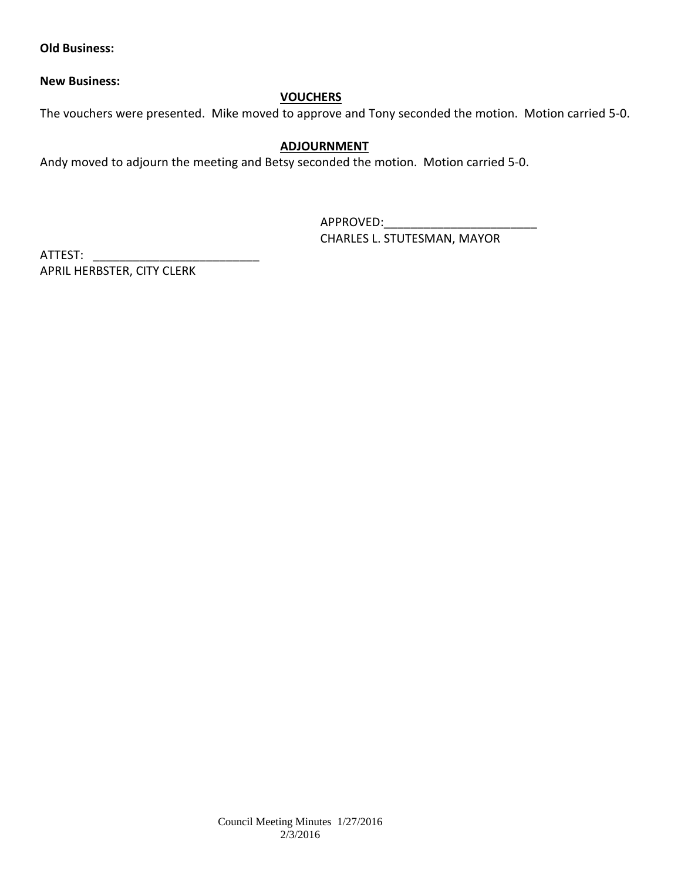**Old Business:**

**New Business:**

**VOUCHERS**

The vouchers were presented. Mike moved to approve and Tony seconded the motion. Motion carried 5-0.

**ADJOURNMENT**

Andy moved to adjourn the meeting and Betsy seconded the motion. Motion carried 5-0.

APPROVED:________________________
CHARLES L. STUTESMAN, MAYOR

ATTEST: __________________________
APRIL HERBSTER, CITY CLERK